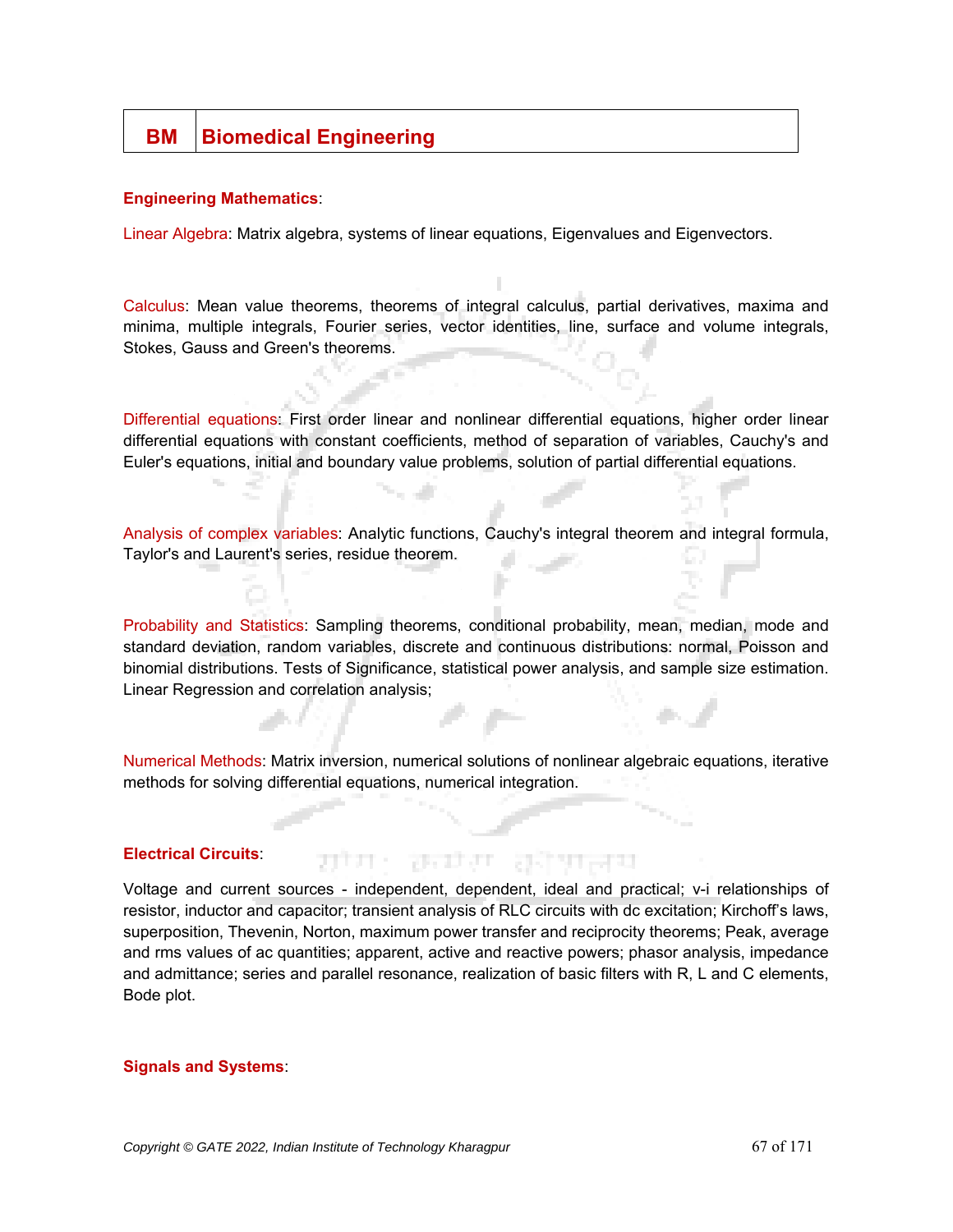# BM | Biomedical Engineering

## Engineering Mathematics:

Linear Algebra: Matrix algebra, systems of linear equations, Eigenvalues and Eigenvectors.

Calculus: Mean value theorems, theorems of integral calculus, partial derivatives, maxima and minima, multiple integrals, Fourier series, vector identities, line, surface and volume integrals, Stokes, Gauss and Green's theorems.

Differential equations: First order linear and nonlinear differential equations, higher order linear differential equations with constant coefficients, method of separation of variables, Cauchy's and Euler's equations, initial and boundary value problems, solution of partial differential equations.

Analysis of complex variables: Analytic functions, Cauchy's integral theorem and integral formula, Taylor's and Laurent's series, residue theorem.

Probability and Statistics: Sampling theorems, conditional probability, mean, median, mode and standard deviation, random variables, discrete and continuous distributions: normal, Poisson and binomial distributions. Tests of Significance, statistical power analysis, and sample size estimation. Linear Regression and correlation analysis;

Numerical Methods: Matrix inversion, numerical solutions of nonlinear algebraic equations, iterative methods for solving differential equations, numerical integration.

## Electrical Circuits:

Voltage and current sources - independent, dependent, ideal and practical; v-i relationships of resistor, inductor and capacitor; transient analysis of RLC circuits with dc excitation; Kirchoff's laws, superposition, Thevenin, Norton, maximum power transfer and reciprocity theorems; Peak, average and rms values of ac quantities; apparent, active and reactive powers; phasor analysis, impedance and admittance; series and parallel resonance, realization of basic filters with R, L and C elements, Bode plot.

## Signals and Systems: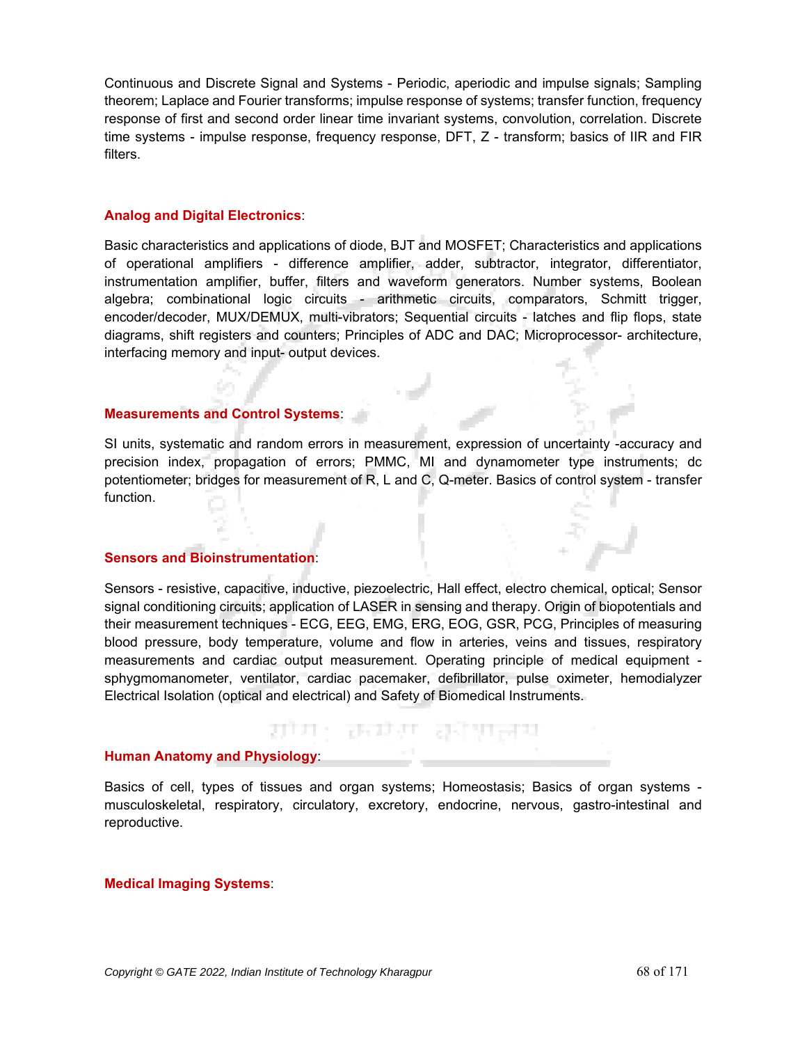Continuous and Discrete Signal and Systems - Periodic, aperiodic and impulse signals; Sampling theorem; Laplace and Fourier transforms; impulse response of systems; transfer function, frequency response of first and second order linear time invariant systems, convolution, correlation. Discrete time systems - impulse response, frequency response, DFT, Z - transform; basics of IIR and FIR filters.

### Analog and Digital Electronics:

Basic characteristics and applications of diode, BJT and MOSFET; Characteristics and applications of operational amplifiers - difference amplifier, adder, subtractor, integrator, differentiator, instrumentation amplifier, buffer, filters and waveform generators. Number systems, Boolean algebra; combinational logic circuits - arithmetic circuits, comparators, Schmitt trigger, encoder/decoder, MUX/DEMUX, multi-vibrators; Sequential circuits - latches and flip flops, state diagrams, shift registers and counters; Principles of ADC and DAC; Microprocessor- architecture, interfacing memory and input- output devices.

### Measurements and Control Systems:

SI units, systematic and random errors in measurement, expression of uncertainty -accuracy and precision index, propagation of errors; PMMC, MI and dynamometer type instruments; dc potentiometer; bridges for measurement of R, L and C, Q-meter. Basics of control system - transfer function.

### Sensors and Bioinstrumentation:

Sensors - resistive, capacitive, inductive, piezoelectric, Hall effect, electro chemical, optical; Sensor signal conditioning circuits; application of LASER in sensing and therapy. Origin of biopotentials and their measurement techniques - ECG, EEG, EMG, ERG, EOG, GSR, PCG, Principles of measuring blood pressure, body temperature, volume and flow in arteries, veins and tissues, respiratory measurements and cardiac output measurement. Operating principle of medical equipment - sphygmomanometer, ventilator, cardiac pacemaker, defibrillator, pulse oximeter, hemodialyzer Electrical Isolation (optical and electrical) and Safety of Biomedical Instruments.

### Human Anatomy and Physiology:

Basics of cell, types of tissues and organ systems; Homeostasis; Basics of organ systems - musculoskeletal, respiratory, circulatory, excretory, endocrine, nervous, gastro-intestinal and reproductive.

### Medical Imaging Systems: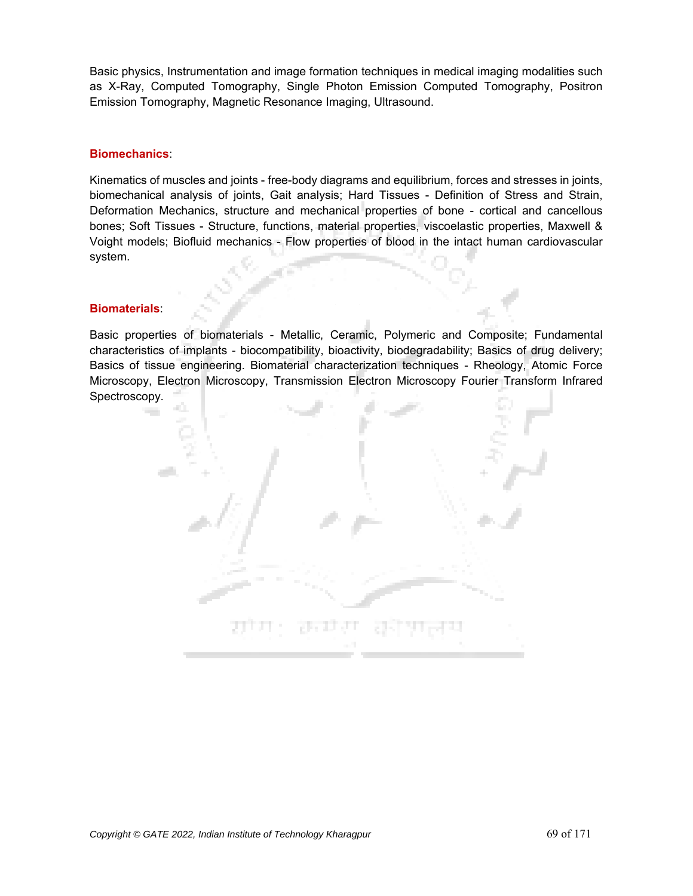Basic physics, Instrumentation and image formation techniques in medical imaging modalities such as X-Ray, Computed Tomography, Single Photon Emission Computed Tomography, Positron Emission Tomography, Magnetic Resonance Imaging, Ultrasound.

**Biomechanics**:

Kinematics of muscles and joints - free-body diagrams and equilibrium, forces and stresses in joints, biomechanical analysis of joints, Gait analysis; Hard Tissues - Definition of Stress and Strain, Deformation Mechanics, structure and mechanical properties of bone - cortical and cancellous bones; Soft Tissues - Structure, functions, material properties, viscoelastic properties, Maxwell & Voight models; Biofluid mechanics - Flow properties of blood in the intact human cardiovascular system.

**Biomaterials**:

Basic properties of biomaterials - Metallic, Ceramic, Polymeric and Composite; Fundamental characteristics of implants - biocompatibility, bioactivity, biodegradability; Basics of drug delivery; Basics of tissue engineering. Biomaterial characterization techniques - Rheology, Atomic Force Microscopy, Electron Microscopy, Transmission Electron Microscopy Fourier Transform Infrared Spectroscopy.

*Copyright © GATE 2022, Indian Institute of Technology Kharagpur*